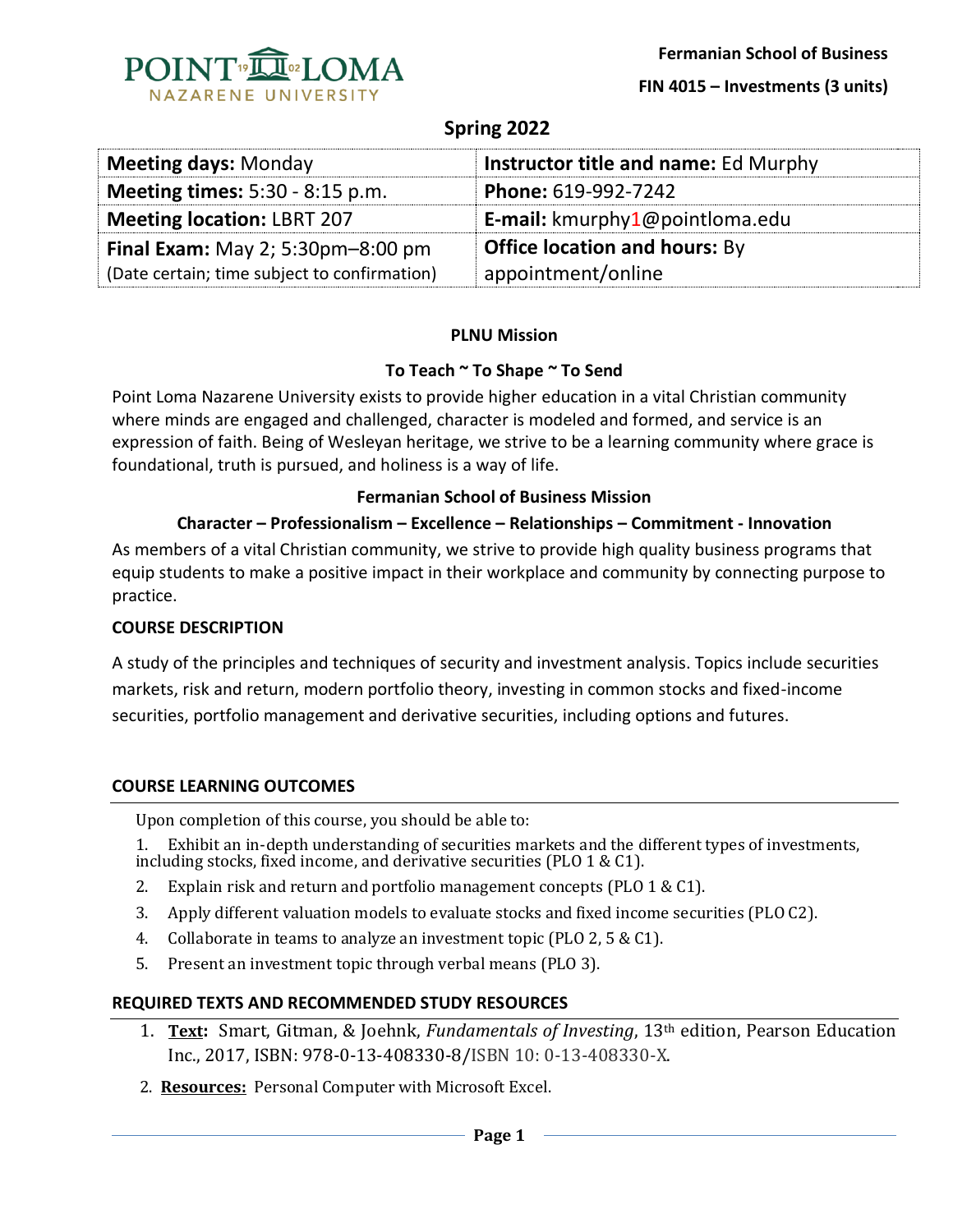Fermanian School of Business

FIN 4015 – Investments (3 units)

## Spring 2022

| **Meeting days:** Monday | **Instructor title and name:** Ed Murphy |
|---|---|
| **Meeting times:** 5:30 - 8:15 p.m. | **Phone:** 619-992-7242 |
| **Meeting location:** LBRT 207 | **E-mail:** kmurphy1@pointloma.edu |
| **Final Exam:** May 2; 5:30pm–8:00 pm (Date certain; time subject to confirmation) | **Office location and hours:** By appointment/online |

### PLNU Mission

**To Teach ~ To Shape ~ To Send**

Point Loma Nazarene University exists to provide higher education in a vital Christian community where minds are engaged and challenged, character is modeled and formed, and service is an expression of faith. Being of Wesleyan heritage, we strive to be a learning community where grace is foundational, truth is pursued, and holiness is a way of life.

### Fermanian School of Business Mission

**Character – Professionalism – Excellence – Relationships – Commitment - Innovation**

As members of a vital Christian community, we strive to provide high quality business programs that equip students to make a positive impact in their workplace and community by connecting purpose to practice.

### COURSE DESCRIPTION

A study of the principles and techniques of security and investment analysis. Topics include securities markets, risk and return, modern portfolio theory, investing in common stocks and fixed-income securities, portfolio management and derivative securities, including options and futures.

### COURSE LEARNING OUTCOMES

Upon completion of this course, you should be able to:

1. Exhibit an in-depth understanding of securities markets and the different types of investments, including stocks, fixed income, and derivative securities (PLO 1 & C1).
2. Explain risk and return and portfolio management concepts (PLO 1 & C1).
3. Apply different valuation models to evaluate stocks and fixed income securities (PLO C2).
4. Collaborate in teams to analyze an investment topic (PLO 2, 5 & C1).
5. Present an investment topic through verbal means (PLO 3).

### REQUIRED TEXTS AND RECOMMENDED STUDY RESOURCES

1. **Text:** Smart, Gitman, & Joehnk, *Fundamentals of Investing*, 13th edition, Pearson Education Inc., 2017, ISBN: 978-0-13-408330-8/ISBN 10: 0-13-408330-X.
2. **Resources:** Personal Computer with Microsoft Excel.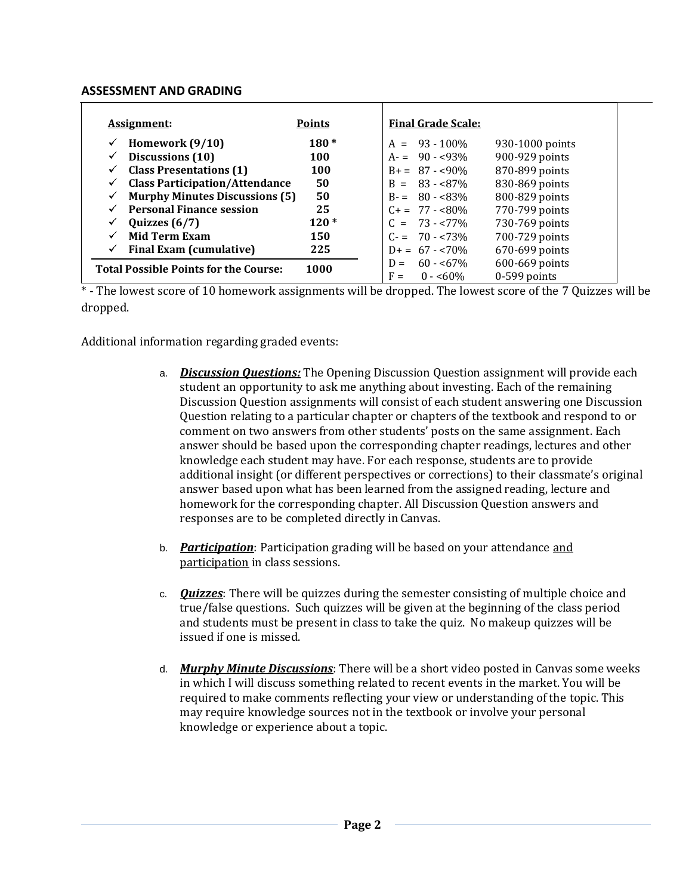## ASSESSMENT AND GRADING

| Assignment: | Points |
|---|---|
| ✓ Homework (9/10) | 180 * |
| ✓ Discussions (10) | 100 |
| ✓ Class Presentations (1) | 100 |
| ✓ Class Participation/Attendance | 50 |
| ✓ Murphy Minutes Discussions (5) | 50 |
| ✓ Personal Finance session | 25 |
| ✓ Quizzes (6/7) | 120 * |
| ✓ Mid Term Exam | 150 |
| ✓ Final Exam (cumulative) | 225 |
| **Total Possible Points for the Course:** | **1000** |

| Final Grade Scale: | | |
|---|---|---|
| A = | 93 - 100% | 930-1000 points |
| A- = | 90 - <93% | 900-929 points |
| B+ = | 87 - <90% | 870-899 points |
| B = | 83 - <87% | 830-869 points |
| B- = | 80 - <83% | 800-829 points |
| C+ = | 77 - <80% | 770-799 points |
| C = | 73 - <77% | 730-769 points |
| C- = | 70 - <73% | 700-729 points |
| D+ = | 67 - <70% | 670-699 points |
| D = | 60 - <67% | 600-669 points |
| F = | 0 - <60% | 0-599 points |

* - The lowest score of 10 homework assignments will be dropped. The lowest score of the 7 Quizzes will be dropped.

Additional information regarding graded events:

a. ***Discussion Questions:*** The Opening Discussion Question assignment will provide each student an opportunity to ask me anything about investing. Each of the remaining Discussion Question assignments will consist of each student answering one Discussion Question relating to a particular chapter or chapters of the textbook and respond to or comment on two answers from other students' posts on the same assignment. Each answer should be based upon the corresponding chapter readings, lectures and other knowledge each student may have. For each response, students are to provide additional insight (or different perspectives or corrections) to their classmate's original answer based upon what has been learned from the assigned reading, lecture and homework for the corresponding chapter. All Discussion Question answers and responses are to be completed directly in Canvas.

b. ***Participation***: Participation grading will be based on your attendance and participation in class sessions.

c. ***Quizzes***: There will be quizzes during the semester consisting of multiple choice and true/false questions. Such quizzes will be given at the beginning of the class period and students must be present in class to take the quiz. No makeup quizzes will be issued if one is missed.

d. ***Murphy Minute Discussions***: There will be a short video posted in Canvas some weeks in which I will discuss something related to recent events in the market. You will be required to make comments reflecting your view or understanding of the topic. This may require knowledge sources not in the textbook or involve your personal knowledge or experience about a topic.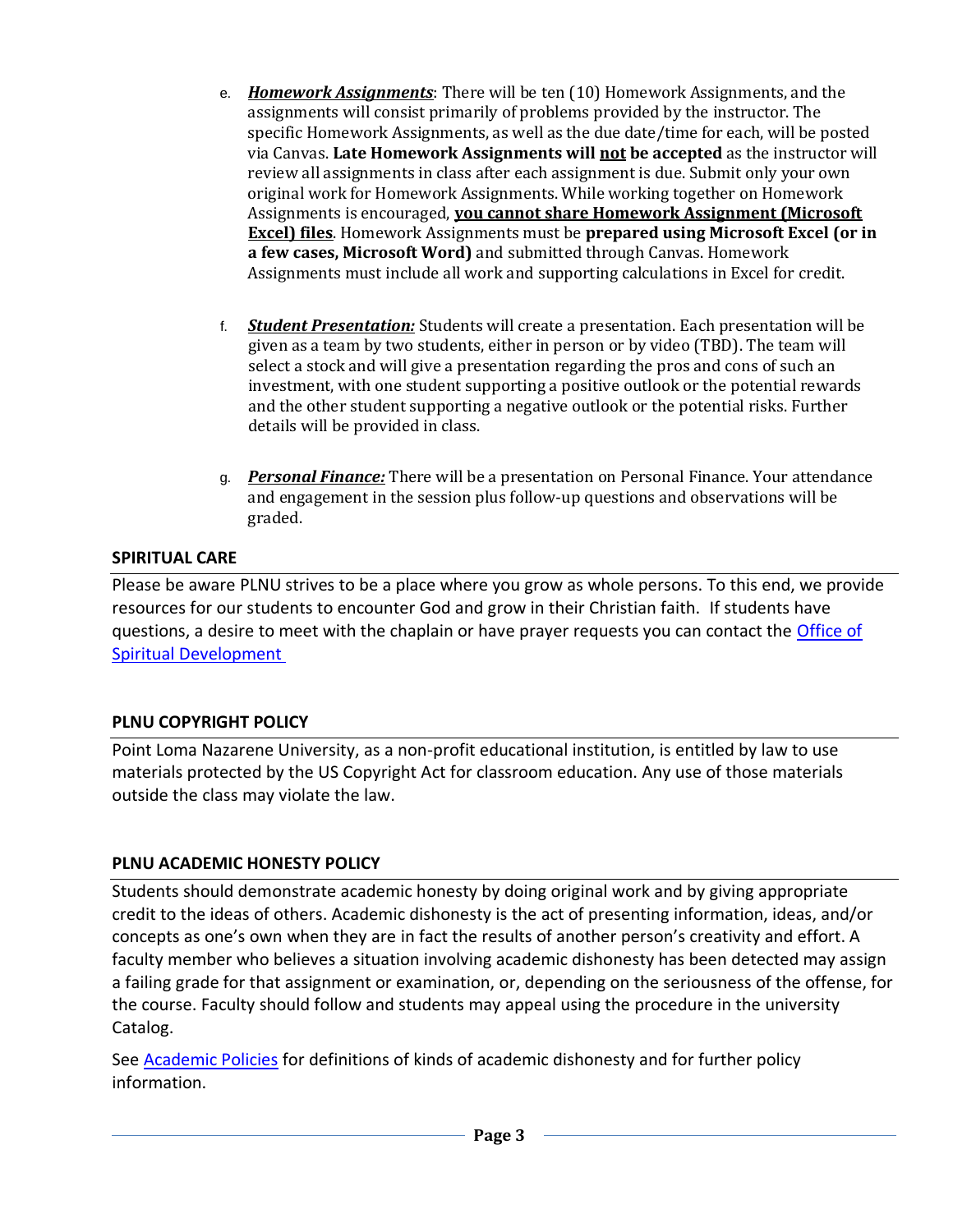e. ***Homework Assignments***: There will be ten (10) Homework Assignments, and the assignments will consist primarily of problems provided by the instructor. The specific Homework Assignments, as well as the due date/time for each, will be posted via Canvas. **Late Homework Assignments will <u>not</u> be accepted** as the instructor will review all assignments in class after each assignment is due. Submit only your own original work for Homework Assignments. While working together on Homework Assignments is encouraged, **<u>you cannot share Homework Assignment (Microsoft Excel) files</u>**. Homework Assignments must be **prepared using Microsoft Excel (or in a few cases, Microsoft Word)** and submitted through Canvas. Homework Assignments must include all work and supporting calculations in Excel for credit.

f. ***Student Presentation:*** Students will create a presentation. Each presentation will be given as a team by two students, either in person or by video (TBD). The team will select a stock and will give a presentation regarding the pros and cons of such an investment, with one student supporting a positive outlook or the potential rewards and the other student supporting a negative outlook or the potential risks. Further details will be provided in class.

g. ***Personal Finance:*** There will be a presentation on Personal Finance. Your attendance and engagement in the session plus follow-up questions and observations will be graded.

## SPIRITUAL CARE

Please be aware PLNU strives to be a place where you grow as whole persons. To this end, we provide resources for our students to encounter God and grow in their Christian faith. If students have questions, a desire to meet with the chaplain or have prayer requests you can contact the Office of Spiritual Development

## PLNU COPYRIGHT POLICY

Point Loma Nazarene University, as a non-profit educational institution, is entitled by law to use materials protected by the US Copyright Act for classroom education. Any use of those materials outside the class may violate the law.

## PLNU ACADEMIC HONESTY POLICY

Students should demonstrate academic honesty by doing original work and by giving appropriate credit to the ideas of others. Academic dishonesty is the act of presenting information, ideas, and/or concepts as one's own when they are in fact the results of another person's creativity and effort. A faculty member who believes a situation involving academic dishonesty has been detected may assign a failing grade for that assignment or examination, or, depending on the seriousness of the offense, for the course. Faculty should follow and students may appeal using the procedure in the university Catalog.

See Academic Policies for definitions of kinds of academic dishonesty and for further policy information.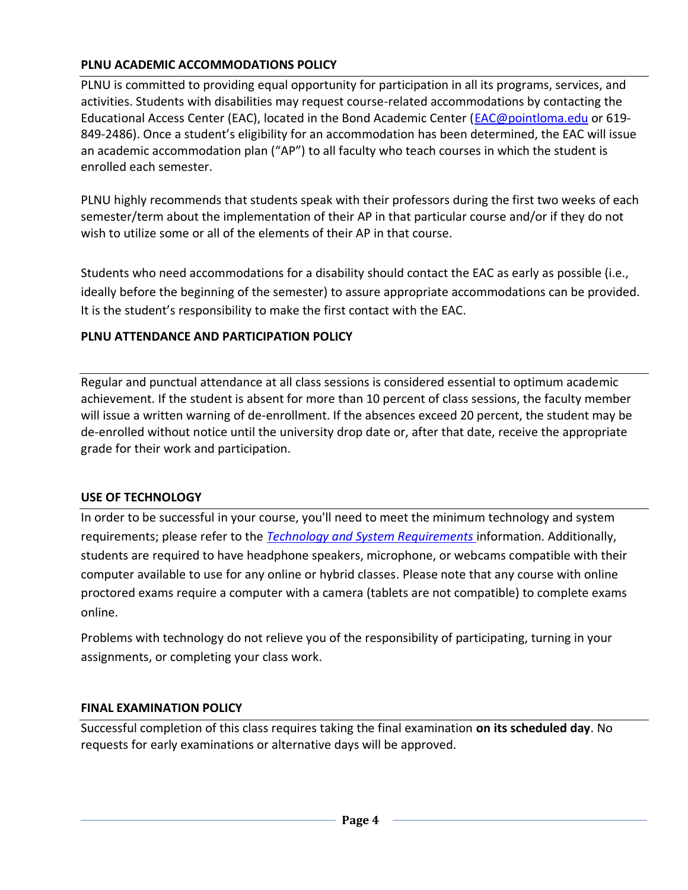### PLNU ACADEMIC ACCOMMODATIONS POLICY

PLNU is committed to providing equal opportunity for participation in all its programs, services, and activities. Students with disabilities may request course-related accommodations by contacting the Educational Access Center (EAC), located in the Bond Academic Center ([EAC@pointloma.edu](mailto:EAC@pointloma.edu) or 619-849-2486). Once a student's eligibility for an accommodation has been determined, the EAC will issue an academic accommodation plan ("AP") to all faculty who teach courses in which the student is enrolled each semester.

PLNU highly recommends that students speak with their professors during the first two weeks of each semester/term about the implementation of their AP in that particular course and/or if they do not wish to utilize some or all of the elements of their AP in that course.

Students who need accommodations for a disability should contact the EAC as early as possible (i.e., ideally before the beginning of the semester) to assure appropriate accommodations can be provided. It is the student's responsibility to make the first contact with the EAC.

### PLNU ATTENDANCE AND PARTICIPATION POLICY

Regular and punctual attendance at all class sessions is considered essential to optimum academic achievement. If the student is absent for more than 10 percent of class sessions, the faculty member will issue a written warning of de-enrollment. If the absences exceed 20 percent, the student may be de-enrolled without notice until the university drop date or, after that date, receive the appropriate grade for their work and participation.

### USE OF TECHNOLOGY

In order to be successful in your course, you'll need to meet the minimum technology and system requirements; please refer to the *Technology and System Requirements* information. Additionally, students are required to have headphone speakers, microphone, or webcams compatible with their computer available to use for any online or hybrid classes. Please note that any course with online proctored exams require a computer with a camera (tablets are not compatible) to complete exams online.

Problems with technology do not relieve you of the responsibility of participating, turning in your assignments, or completing your class work.

### FINAL EXAMINATION POLICY

Successful completion of this class requires taking the final examination **on its scheduled day**. No requests for early examinations or alternative days will be approved.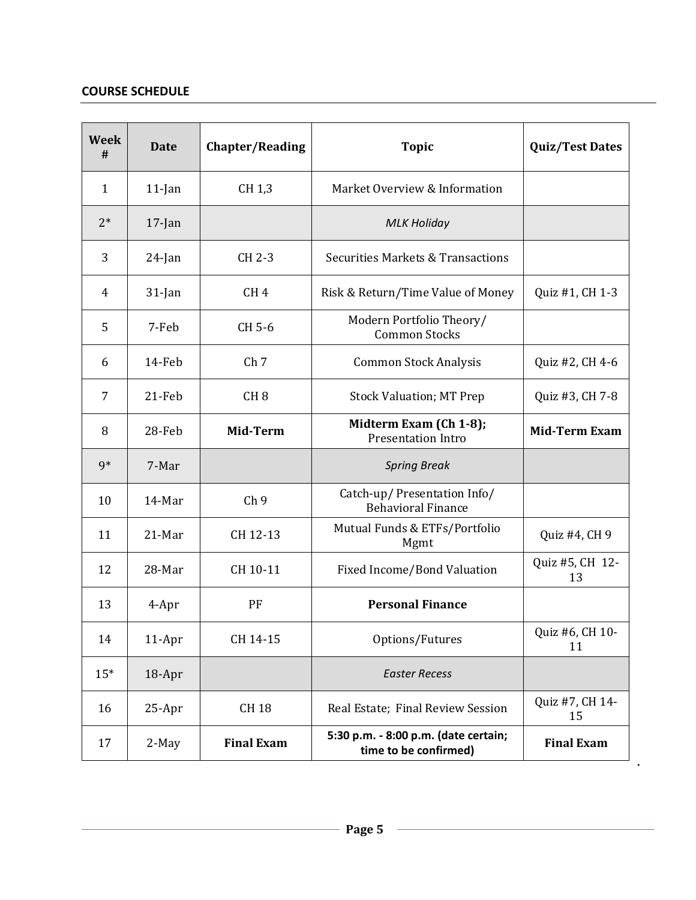## COURSE SCHEDULE

| Week # | Date | Chapter/Reading | Topic | Quiz/Test Dates |
|---|---|---|---|---|
| 1 | 11-Jan | CH 1,3 | Market Overview & Information | |
| 2* | 17-Jan | | *MLK Holiday* | |
| 3 | 24-Jan | CH 2-3 | Securities Markets & Transactions | |
| 4 | 31-Jan | CH 4 | Risk & Return/Time Value of Money | Quiz #1, CH 1-3 |
| 5 | 7-Feb | CH 5-6 | Modern Portfolio Theory/ Common Stocks | |
| 6 | 14-Feb | Ch 7 | Common Stock Analysis | Quiz #2, CH 4-6 |
| 7 | 21-Feb | CH 8 | Stock Valuation; MT Prep | Quiz #3, CH 7-8 |
| 8 | 28-Feb | **Mid-Term** | **Midterm Exam (Ch 1-8);** Presentation Intro | **Mid-Term Exam** |
| 9* | 7-Mar | | *Spring Break* | |
| 10 | 14-Mar | Ch 9 | Catch-up/ Presentation Info/ Behavioral Finance | |
| 11 | 21-Mar | CH 12-13 | Mutual Funds & ETFs/Portfolio Mgmt | Quiz #4, CH 9 |
| 12 | 28-Mar | CH 10-11 | Fixed Income/Bond Valuation | Quiz #5, CH 12-13 |
| 13 | 4-Apr | PF | **Personal Finance** | |
| 14 | 11-Apr | CH 14-15 | Options/Futures | Quiz #6, CH 10-11 |
| 15* | 18-Apr | | *Easter Recess* | |
| 16 | 25-Apr | CH 18 | Real Estate; Final Review Session | Quiz #7, CH 14-15 |
| 17 | 2-May | **Final Exam** | **5:30 p.m. - 8:00 p.m. (date certain; time to be confirmed)** | **Final Exam** |